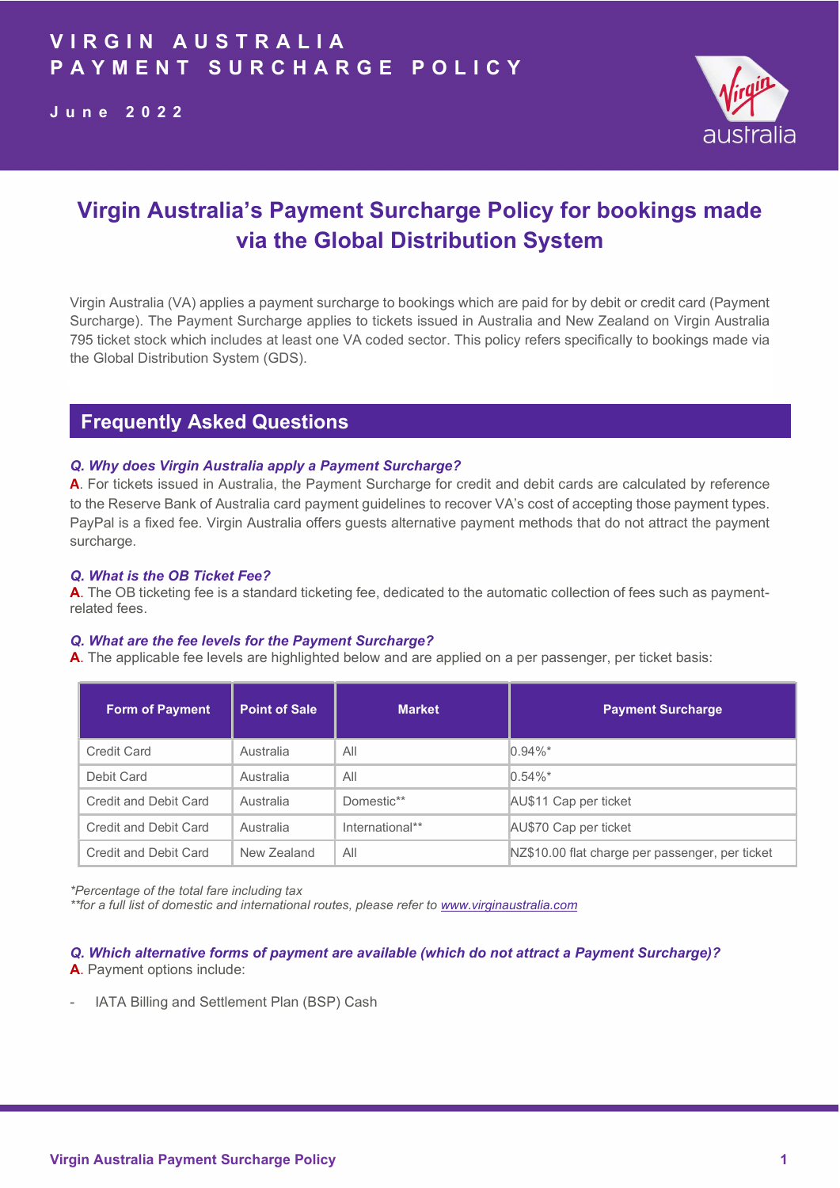# VIRGIN AUSTRALIA PAYMENT SURCHARGE POLICY

June 2022

## Virgin Australia's Payment Surcharge Policy for bookings made via the Global Distribution System

Virgin Australia (VA) applies a payment surcharge to bookings which are paid for by debit or credit card (Payment Surcharge). The Payment Surcharge applies to tickets issued in Australia and New Zealand on Virgin Australia 795 ticket stock which includes at least one VA coded sector. This policy refers specifically to bookings made via the Global Distribution System (GDS).

## Frequently Asked Questions

***Q. Why does Virgin Australia apply a Payment Surcharge?***

**A**. For tickets issued in Australia, the Payment Surcharge for credit and debit cards are calculated by reference to the Reserve Bank of Australia card payment guidelines to recover VA's cost of accepting those payment types. PayPal is a fixed fee. Virgin Australia offers guests alternative payment methods that do not attract the payment surcharge.

***Q. What is the OB Ticket Fee?***

**A**. The OB ticketing fee is a standard ticketing fee, dedicated to the automatic collection of fees such as payment-related fees.

***Q. What are the fee levels for the Payment Surcharge?***

**A**. The applicable fee levels are highlighted below and are applied on a per passenger, per ticket basis:

| Form of Payment | Point of Sale | Market | Payment Surcharge |
|---|---|---|---|
| Credit Card | Australia | All | 0.94%* |
| Debit Card | Australia | All | 0.54%* |
| Credit and Debit Card | Australia | Domestic** | AU$11 Cap per ticket |
| Credit and Debit Card | Australia | International** | AU$70 Cap per ticket |
| Credit and Debit Card | New Zealand | All | NZ$10.00 flat charge per passenger, per ticket |

*\*Percentage of the total fare including tax*
*\*\*for a full list of domestic and international routes, please refer to www.virginaustralia.com*

***Q. Which alternative forms of payment are available (which do not attract a Payment Surcharge)?***

**A**. Payment options include:

- IATA Billing and Settlement Plan (BSP) Cash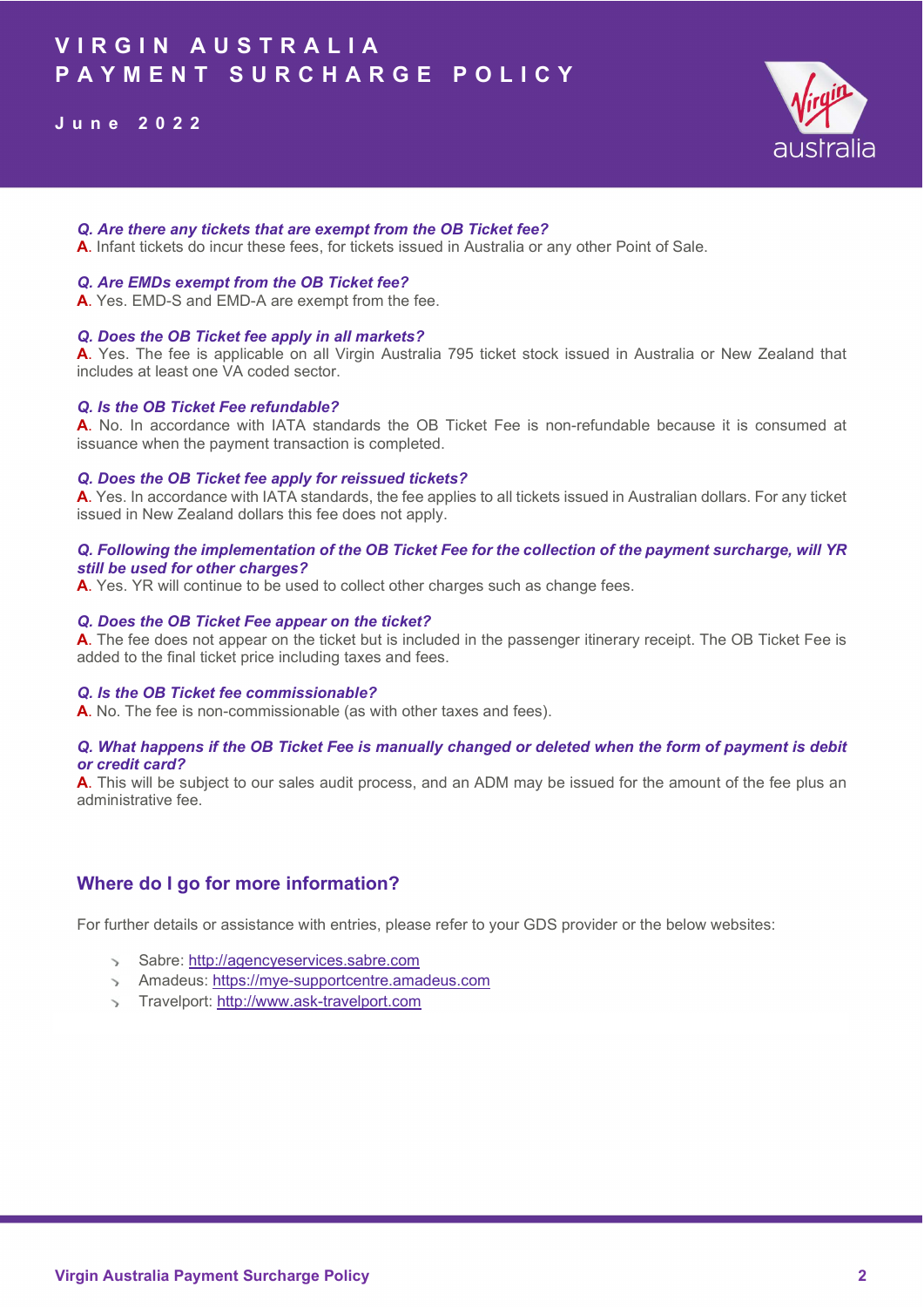***Q. Are there any tickets that are exempt from the OB Ticket fee?***
**A**. Infant tickets do incur these fees, for tickets issued in Australia or any other Point of Sale.

***Q. Are EMDs exempt from the OB Ticket fee?***
**A**. Yes. EMD-S and EMD-A are exempt from the fee.

***Q. Does the OB Ticket fee apply in all markets?***
**A**. Yes. The fee is applicable on all Virgin Australia 795 ticket stock issued in Australia or New Zealand that includes at least one VA coded sector.

***Q. Is the OB Ticket Fee refundable?***
**A**. No. In accordance with IATA standards the OB Ticket Fee is non-refundable because it is consumed at issuance when the payment transaction is completed.

***Q. Does the OB Ticket fee apply for reissued tickets?***
**A**. Yes. In accordance with IATA standards, the fee applies to all tickets issued in Australian dollars. For any ticket issued in New Zealand dollars this fee does not apply.

***Q. Following the implementation of the OB Ticket Fee for the collection of the payment surcharge, will YR still be used for other charges?***
**A**. Yes. YR will continue to be used to collect other charges such as change fees.

***Q. Does the OB Ticket Fee appear on the ticket?***
**A**. The fee does not appear on the ticket but is included in the passenger itinerary receipt. The OB Ticket Fee is added to the final ticket price including taxes and fees.

***Q. Is the OB Ticket fee commissionable?***
**A**. No. The fee is non-commissionable (as with other taxes and fees).

***Q. What happens if the OB Ticket Fee is manually changed or deleted when the form of payment is debit or credit card?***
**A**. This will be subject to our sales audit process, and an ADM may be issued for the amount of the fee plus an administrative fee.

## Where do I go for more information?

For further details or assistance with entries, please refer to your GDS provider or the below websites:

- Sabre: http://agencyeservices.sabre.com
- Amadeus: https://mye-supportcentre.amadeus.com
- Travelport: http://www.ask-travelport.com